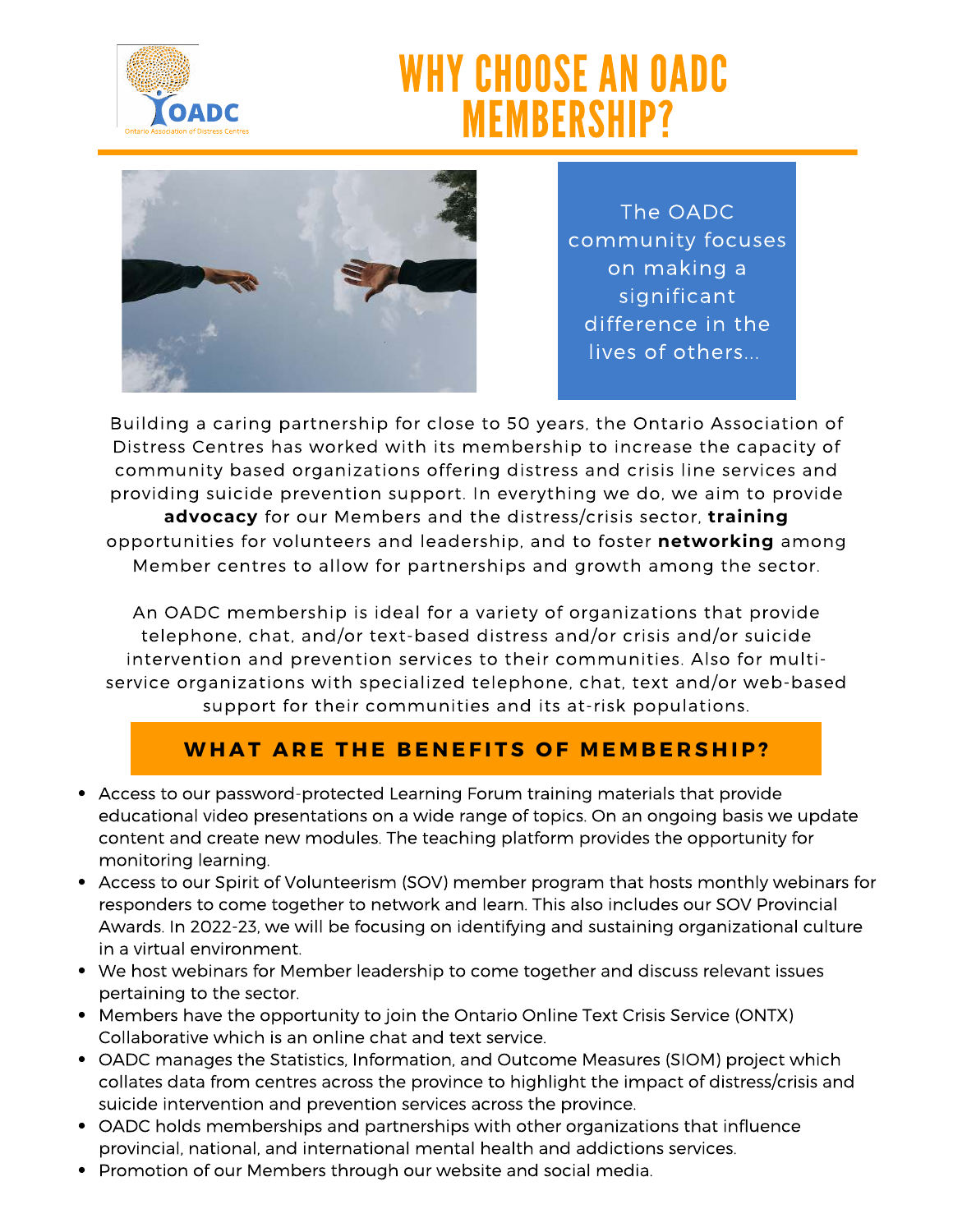OADC
Ontario Association of Distress Centres

# WHY CHOOSE AN OADC MEMBERSHIP?

The OADC community focuses on making a significant difference in the lives of others...

Building a caring partnership for close to 50 years, the Ontario Association of Distress Centres has worked with its membership to increase the capacity of community based organizations offering distress and crisis line services and providing suicide prevention support. In everything we do, we aim to provide **advocacy** for our Members and the distress/crisis sector, **training** opportunities for volunteers and leadership, and to foster **networking** among Member centres to allow for partnerships and growth among the sector.

An OADC membership is ideal for a variety of organizations that provide telephone, chat, and/or text-based distress and/or crisis and/or suicide intervention and prevention services to their communities. Also for multi-service organizations with specialized telephone, chat, text and/or web-based support for their communities and its at-risk populations.

## WHAT ARE THE BENEFITS OF MEMBERSHIP?

- Access to our password-protected Learning Forum training materials that provide educational video presentations on a wide range of topics. On an ongoing basis we update content and create new modules. The teaching platform provides the opportunity for monitoring learning.
- Access to our Spirit of Volunteerism (SOV) member program that hosts monthly webinars for responders to come together to network and learn. This also includes our SOV Provincial Awards. In 2022-23, we will be focusing on identifying and sustaining organizational culture in a virtual environment.
- We host webinars for Member leadership to come together and discuss relevant issues pertaining to the sector.
- Members have the opportunity to join the Ontario Online Text Crisis Service (ONTX) Collaborative which is an online chat and text service.
- OADC manages the Statistics, Information, and Outcome Measures (SIOM) project which collates data from centres across the province to highlight the impact of distress/crisis and suicide intervention and prevention services across the province.
- OADC holds memberships and partnerships with other organizations that influence provincial, national, and international mental health and addictions services.
- Promotion of our Members through our website and social media.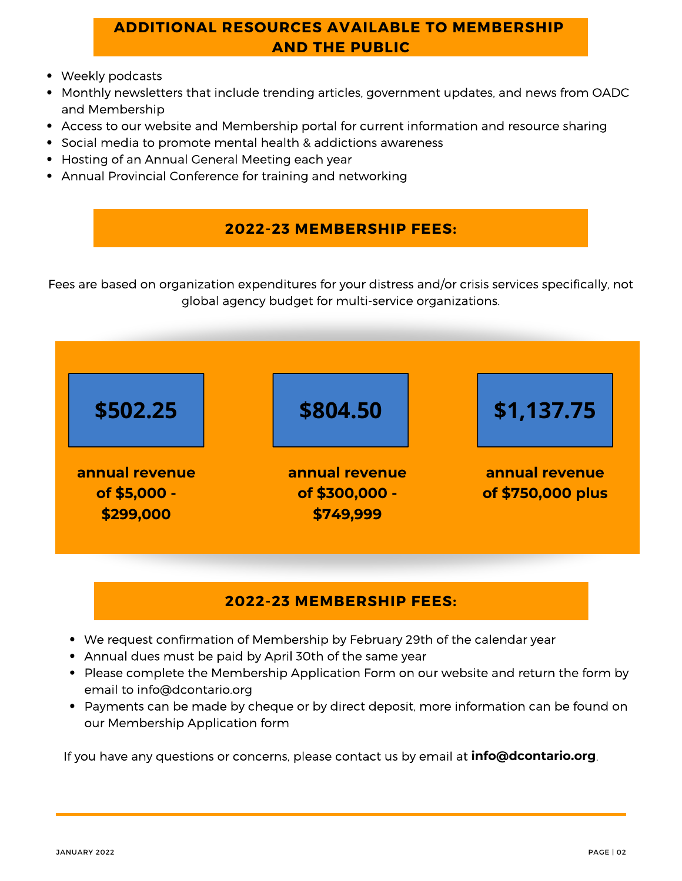## ADDITIONAL RESOURCES AVAILABLE TO MEMBERSHIP AND THE PUBLIC

- Weekly podcasts
- Monthly newsletters that include trending articles, government updates, and news from OADC and Membership
- Access to our website and Membership portal for current information and resource sharing
- Social media to promote mental health & addictions awareness
- Hosting of an Annual General Meeting each year
- Annual Provincial Conference for training and networking

## 2022-23 MEMBERSHIP FEES:

Fees are based on organization expenditures for your distress and/or crisis services specifically, not global agency budget for multi-service organizations.

| | | |
|---|---|---|
| **$502.25** | **$804.50** | **$1,137.75** |
| **annual revenue of $5,000 - $299,000** | **annual revenue of $300,000 - $749,999** | **annual revenue of $750,000 plus** |

## 2022-23 MEMBERSHIP FEES:

- We request confirmation of Membership by February 29th of the calendar year
- Annual dues must be paid by April 30th of the same year
- Please complete the Membership Application Form on our website and return the form by email to info@dcontario.org
- Payments can be made by cheque or by direct deposit, more information can be found on our Membership Application form

If you have any questions or concerns, please contact us by email at **info@dcontario.org**.